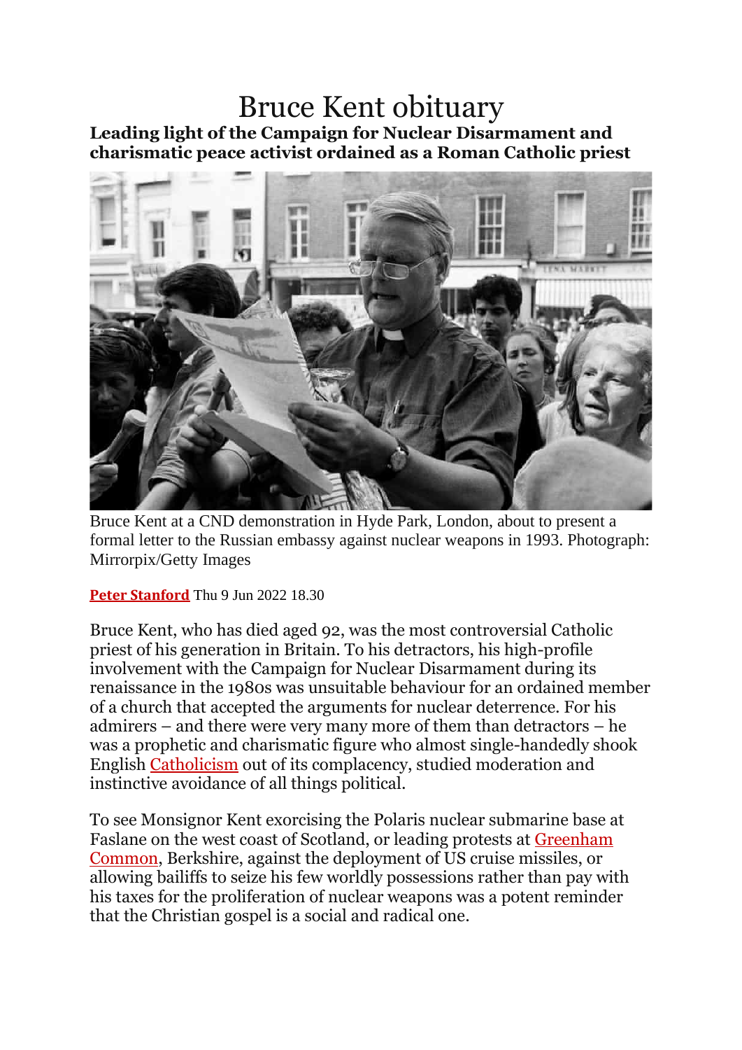# Bruce Kent obituary

**Leading light of the Campaign for Nuclear Disarmament and charismatic peace activist ordained as a Roman Catholic priest**

Bruce Kent at a CND demonstration in Hyde Park, London, about to present a formal letter to the Russian embassy against nuclear weapons in 1993. Photograph: Mirrorpix/Getty Images

**Peter Stanford** Thu 9 Jun 2022 18.30

Bruce Kent, who has died aged 92, was the most controversial Catholic priest of his generation in Britain. To his detractors, his high-profile involvement with the Campaign for Nuclear Disarmament during its renaissance in the 1980s was unsuitable behaviour for an ordained member of a church that accepted the arguments for nuclear deterrence. For his admirers – and there were very many more of them than detractors – he was a prophetic and charismatic figure who almost single-handedly shook English Catholicism out of its complacency, studied moderation and instinctive avoidance of all things political.

To see Monsignor Kent exorcising the Polaris nuclear submarine base at Faslane on the west coast of Scotland, or leading protests at Greenham Common, Berkshire, against the deployment of US cruise missiles, or allowing bailiffs to seize his few worldly possessions rather than pay with his taxes for the proliferation of nuclear weapons was a potent reminder that the Christian gospel is a social and radical one.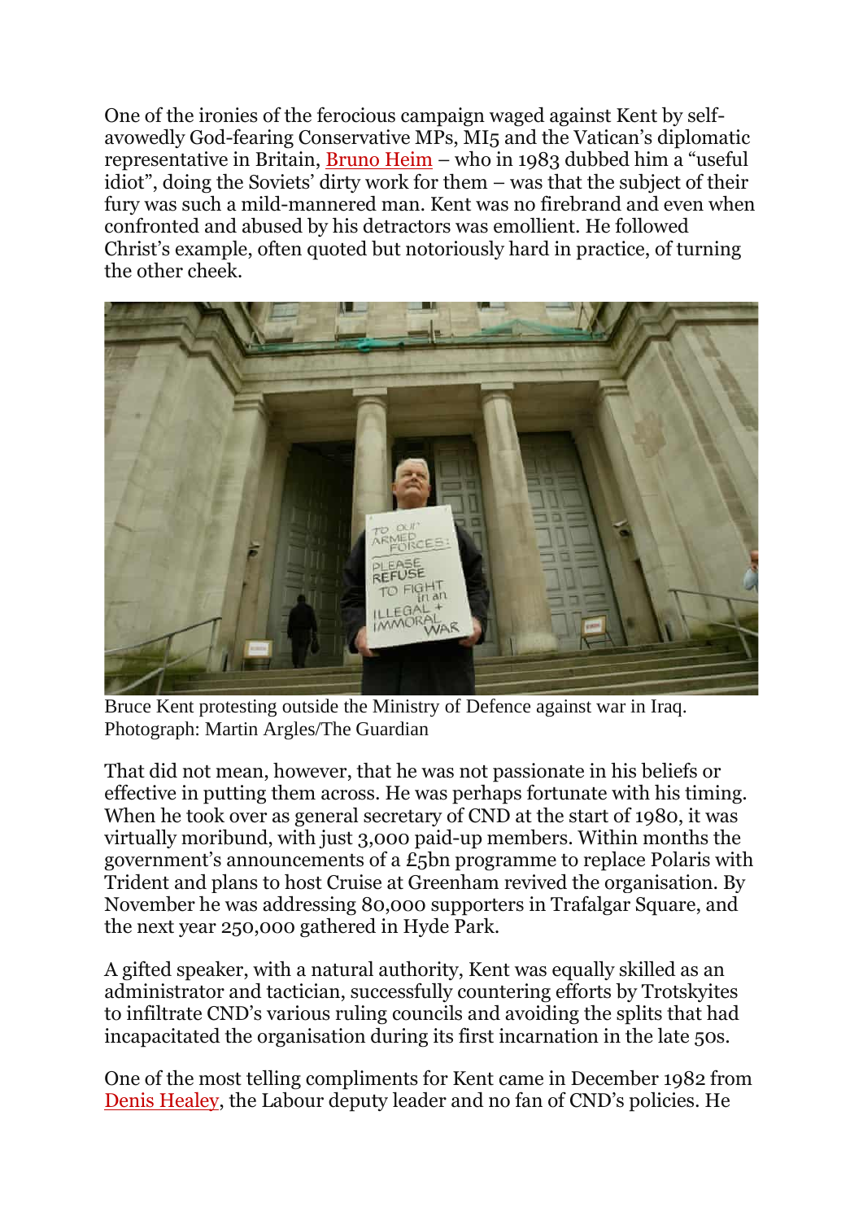One of the ironies of the ferocious campaign waged against Kent by self-avowedly God-fearing Conservative MPs, MI5 and the Vatican's diplomatic representative in Britain, Bruno Heim – who in 1983 dubbed him a "useful idiot", doing the Soviets' dirty work for them – was that the subject of their fury was such a mild-mannered man. Kent was no firebrand and even when confronted and abused by his detractors was emollient. He followed Christ's example, often quoted but notoriously hard in practice, of turning the other cheek.

Bruce Kent protesting outside the Ministry of Defence against war in Iraq. Photograph: Martin Argles/The Guardian

That did not mean, however, that he was not passionate in his beliefs or effective in putting them across. He was perhaps fortunate with his timing. When he took over as general secretary of CND at the start of 1980, it was virtually moribund, with just 3,000 paid-up members. Within months the government's announcements of a £5bn programme to replace Polaris with Trident and plans to host Cruise at Greenham revived the organisation. By November he was addressing 80,000 supporters in Trafalgar Square, and the next year 250,000 gathered in Hyde Park.

A gifted speaker, with a natural authority, Kent was equally skilled as an administrator and tactician, successfully countering efforts by Trotskyites to infiltrate CND's various ruling councils and avoiding the splits that had incapacitated the organisation during its first incarnation in the late 50s.

One of the most telling compliments for Kent came in December 1982 from Denis Healey, the Labour deputy leader and no fan of CND's policies. He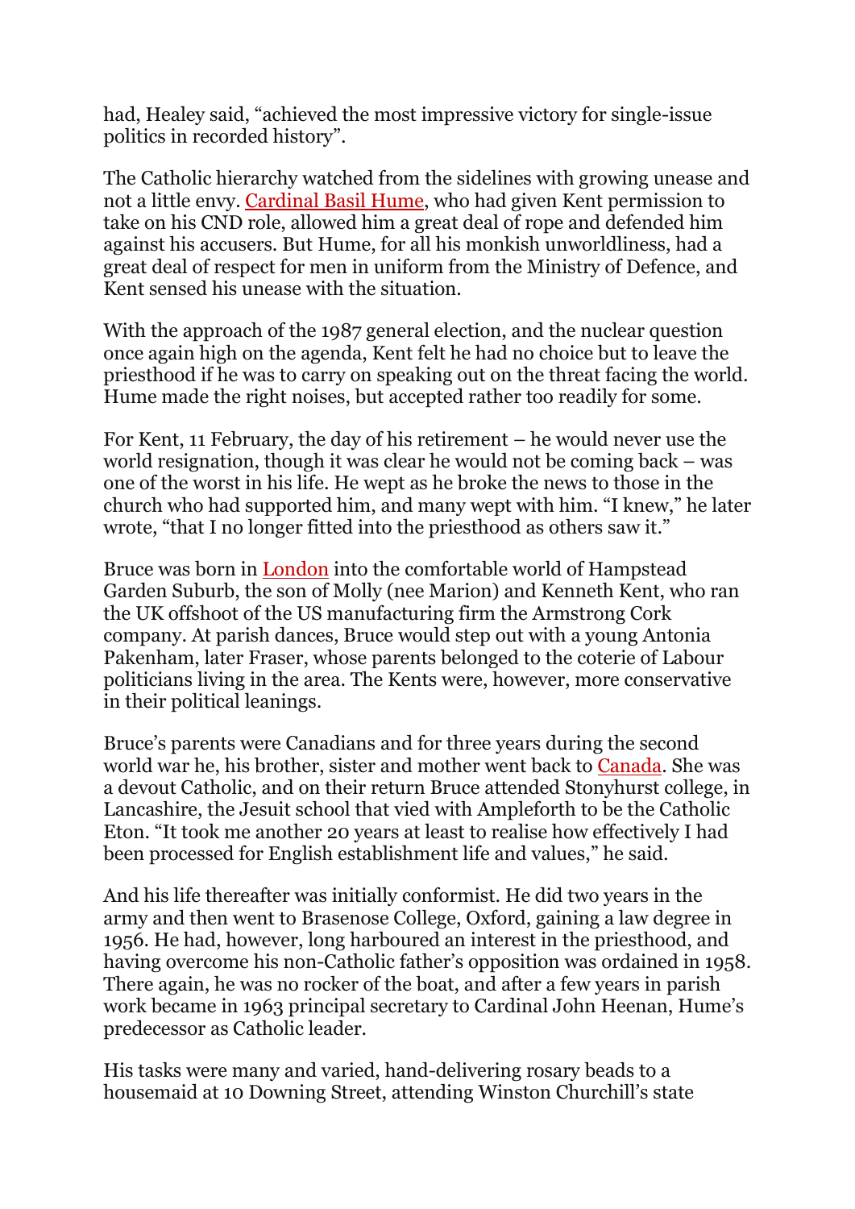had, Healey said, "achieved the most impressive victory for single-issue politics in recorded history".

The Catholic hierarchy watched from the sidelines with growing unease and not a little envy. Cardinal Basil Hume, who had given Kent permission to take on his CND role, allowed him a great deal of rope and defended him against his accusers. But Hume, for all his monkish unworldliness, had a great deal of respect for men in uniform from the Ministry of Defence, and Kent sensed his unease with the situation.

With the approach of the 1987 general election, and the nuclear question once again high on the agenda, Kent felt he had no choice but to leave the priesthood if he was to carry on speaking out on the threat facing the world. Hume made the right noises, but accepted rather too readily for some.

For Kent, 11 February, the day of his retirement – he would never use the world resignation, though it was clear he would not be coming back – was one of the worst in his life. He wept as he broke the news to those in the church who had supported him, and many wept with him. "I knew," he later wrote, "that I no longer fitted into the priesthood as others saw it."

Bruce was born in London into the comfortable world of Hampstead Garden Suburb, the son of Molly (nee Marion) and Kenneth Kent, who ran the UK offshoot of the US manufacturing firm the Armstrong Cork company. At parish dances, Bruce would step out with a young Antonia Pakenham, later Fraser, whose parents belonged to the coterie of Labour politicians living in the area. The Kents were, however, more conservative in their political leanings.

Bruce's parents were Canadians and for three years during the second world war he, his brother, sister and mother went back to Canada. She was a devout Catholic, and on their return Bruce attended Stonyhurst college, in Lancashire, the Jesuit school that vied with Ampleforth to be the Catholic Eton. "It took me another 20 years at least to realise how effectively I had been processed for English establishment life and values," he said.

And his life thereafter was initially conformist. He did two years in the army and then went to Brasenose College, Oxford, gaining a law degree in 1956. He had, however, long harboured an interest in the priesthood, and having overcome his non-Catholic father's opposition was ordained in 1958. There again, he was no rocker of the boat, and after a few years in parish work became in 1963 principal secretary to Cardinal John Heenan, Hume's predecessor as Catholic leader.

His tasks were many and varied, hand-delivering rosary beads to a housemaid at 10 Downing Street, attending Winston Churchill's state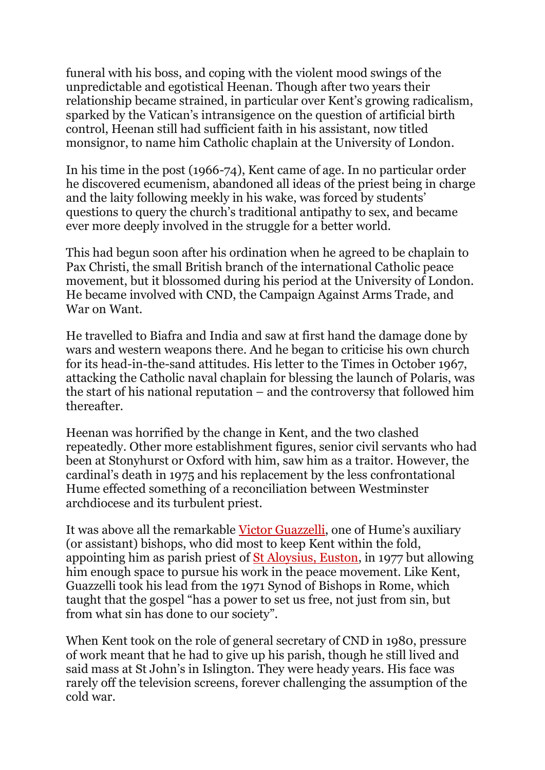funeral with his boss, and coping with the violent mood swings of the unpredictable and egotistical Heenan. Though after two years their relationship became strained, in particular over Kent's growing radicalism, sparked by the Vatican's intransigence on the question of artificial birth control, Heenan still had sufficient faith in his assistant, now titled monsignor, to name him Catholic chaplain at the University of London.

In his time in the post (1966-74), Kent came of age. In no particular order he discovered ecumenism, abandoned all ideas of the priest being in charge and the laity following meekly in his wake, was forced by students' questions to query the church's traditional antipathy to sex, and became ever more deeply involved in the struggle for a better world.

This had begun soon after his ordination when he agreed to be chaplain to Pax Christi, the small British branch of the international Catholic peace movement, but it blossomed during his period at the University of London. He became involved with CND, the Campaign Against Arms Trade, and War on Want.

He travelled to Biafra and India and saw at first hand the damage done by wars and western weapons there. And he began to criticise his own church for its head-in-the-sand attitudes. His letter to the Times in October 1967, attacking the Catholic naval chaplain for blessing the launch of Polaris, was the start of his national reputation – and the controversy that followed him thereafter.

Heenan was horrified by the change in Kent, and the two clashed repeatedly. Other more establishment figures, senior civil servants who had been at Stonyhurst or Oxford with him, saw him as a traitor. However, the cardinal's death in 1975 and his replacement by the less confrontational Hume effected something of a reconciliation between Westminster archdiocese and its turbulent priest.

It was above all the remarkable Victor Guazzelli, one of Hume's auxiliary (or assistant) bishops, who did most to keep Kent within the fold, appointing him as parish priest of St Aloysius, Euston, in 1977 but allowing him enough space to pursue his work in the peace movement. Like Kent, Guazzelli took his lead from the 1971 Synod of Bishops in Rome, which taught that the gospel "has a power to set us free, not just from sin, but from what sin has done to our society".

When Kent took on the role of general secretary of CND in 1980, pressure of work meant that he had to give up his parish, though he still lived and said mass at St John's in Islington. They were heady years. His face was rarely off the television screens, forever challenging the assumption of the cold war.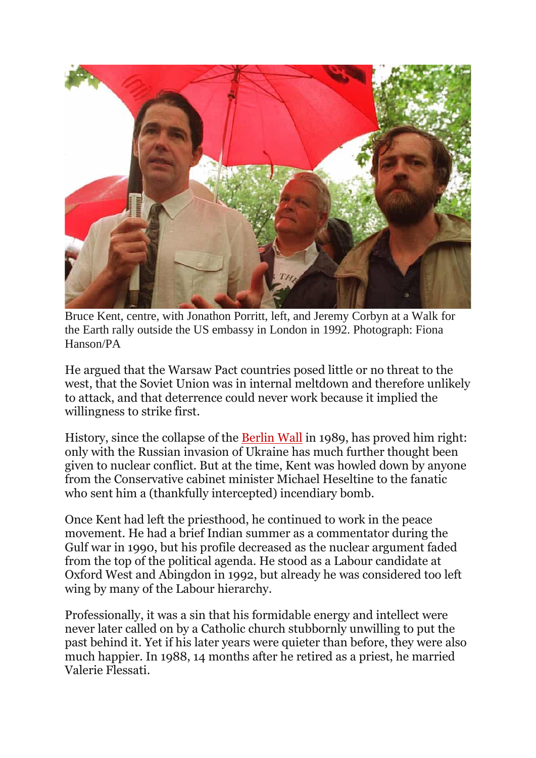Bruce Kent, centre, with Jonathon Porritt, left, and Jeremy Corbyn at a Walk for the Earth rally outside the US embassy in London in 1992. Photograph: Fiona Hanson/PA

He argued that the Warsaw Pact countries posed little or no threat to the west, that the Soviet Union was in internal meltdown and therefore unlikely to attack, and that deterrence could never work because it implied the willingness to strike first.

History, since the collapse of the [Berlin Wall](#) in 1989, has proved him right: only with the Russian invasion of Ukraine has much further thought been given to nuclear conflict. But at the time, Kent was howled down by anyone from the Conservative cabinet minister Michael Heseltine to the fanatic who sent him a (thankfully intercepted) incendiary bomb.

Once Kent had left the priesthood, he continued to work in the peace movement. He had a brief Indian summer as a commentator during the Gulf war in 1990, but his profile decreased as the nuclear argument faded from the top of the political agenda. He stood as a Labour candidate at Oxford West and Abingdon in 1992, but already he was considered too left wing by many of the Labour hierarchy.

Professionally, it was a sin that his formidable energy and intellect were never later called on by a Catholic church stubbornly unwilling to put the past behind it. Yet if his later years were quieter than before, they were also much happier. In 1988, 14 months after he retired as a priest, he married Valerie Flessati.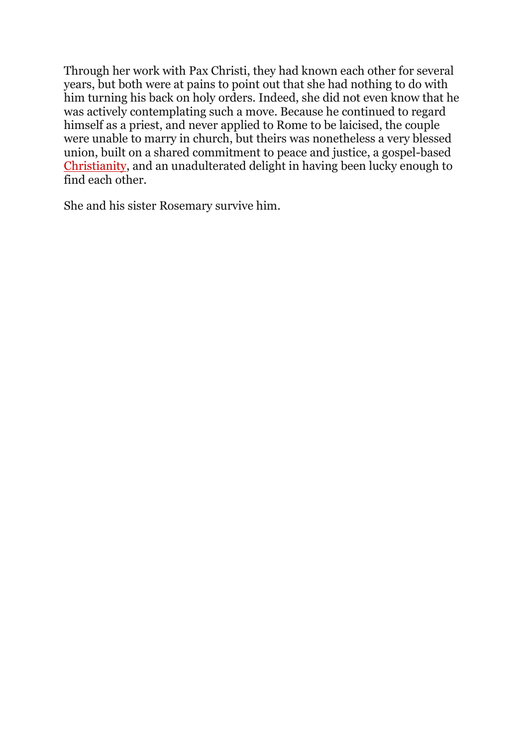Through her work with Pax Christi, they had known each other for several years, but both were at pains to point out that she had nothing to do with him turning his back on holy orders. Indeed, she did not even know that he was actively contemplating such a move. Because he continued to regard himself as a priest, and never applied to Rome to be laicised, the couple were unable to marry in church, but theirs was nonetheless a very blessed union, built on a shared commitment to peace and justice, a gospel-based Christianity, and an unadulterated delight in having been lucky enough to find each other.

She and his sister Rosemary survive him.